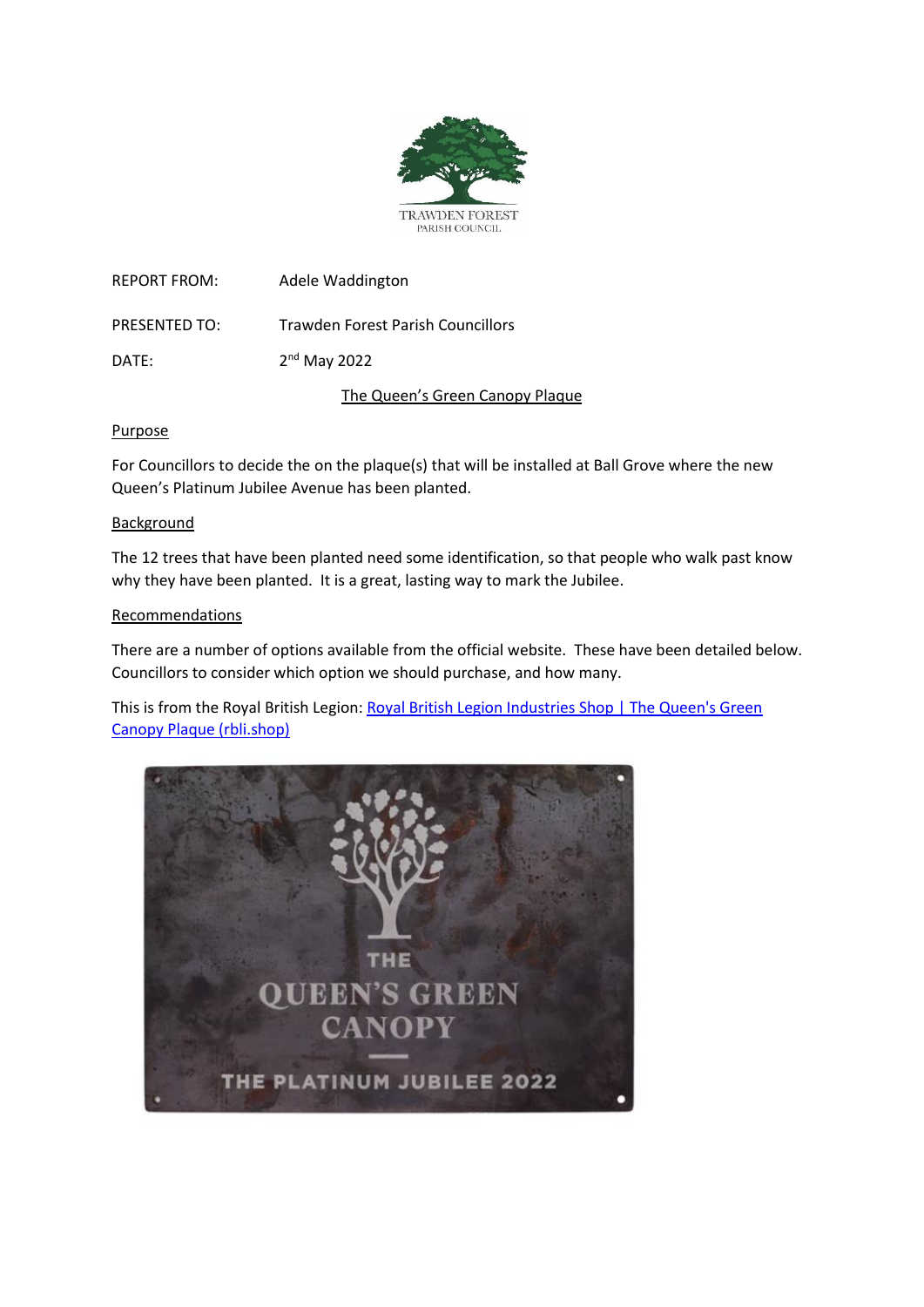TRAWDEN FOREST
PARISH COUNCIL

REPORT FROM: Adele Waddington

PRESENTED TO: Trawden Forest Parish Councillors

DATE: 2nd May 2022

## The Queen's Green Canopy Plaque

### Purpose

For Councillors to decide the on the plaque(s) that will be installed at Ball Grove where the new Queen's Platinum Jubilee Avenue has been planted.

### Background

The 12 trees that have been planted need some identification, so that people who walk past know why they have been planted. It is a great, lasting way to mark the Jubilee.

### Recommendations

There are a number of options available from the official website. These have been detailed below. Councillors to consider which option we should purchase, and how many.

This is from the Royal British Legion: Royal British Legion Industries Shop | The Queen's Green Canopy Plaque (rbli.shop)

THE
QUEEN'S GREEN
CANOPY
THE PLATINUM JUBILEE 2022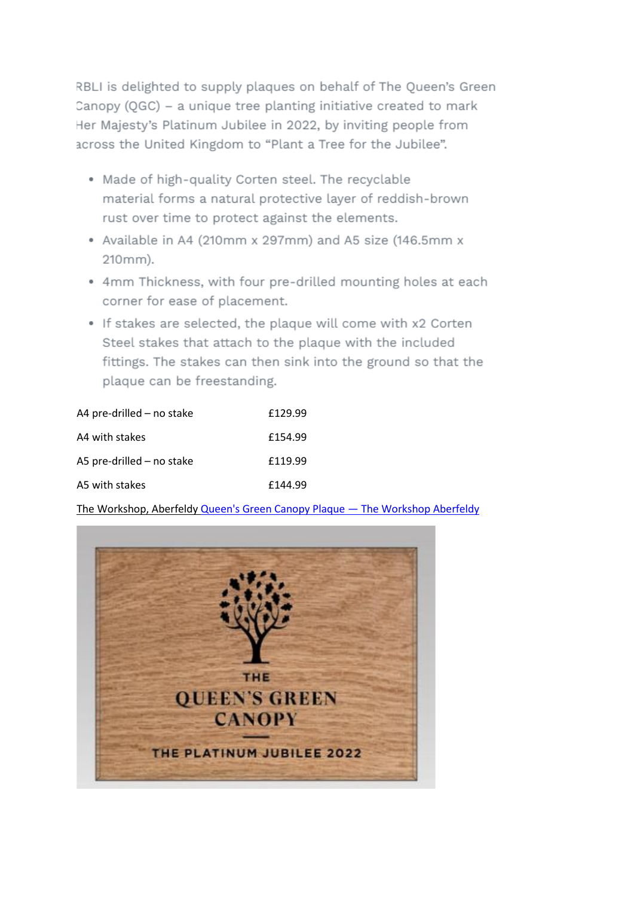RBLI is delighted to supply plaques on behalf of The Queen's Green Canopy (QGC) – a unique tree planting initiative created to mark Her Majesty's Platinum Jubilee in 2022, by inviting people from across the United Kingdom to "Plant a Tree for the Jubilee".

- Made of high-quality Corten steel. The recyclable material forms a natural protective layer of reddish-brown rust over time to protect against the elements.
- Available in A4 (210mm x 297mm) and A5 size (146.5mm x 210mm).
- 4mm Thickness, with four pre-drilled mounting holes at each corner for ease of placement.
- If stakes are selected, the plaque will come with x2 Corten Steel stakes that attach to the plaque with the included fittings. The stakes can then sink into the ground so that the plaque can be freestanding.

| | |
|---|---|
| A4 pre-drilled – no stake | £129.99 |
| A4 with stakes | £154.99 |
| A5 pre-drilled – no stake | £119.99 |
| A5 with stakes | £144.99 |

The Workshop, Aberfeldy [Queen's Green Canopy Plaque — The Workshop Aberfeldy]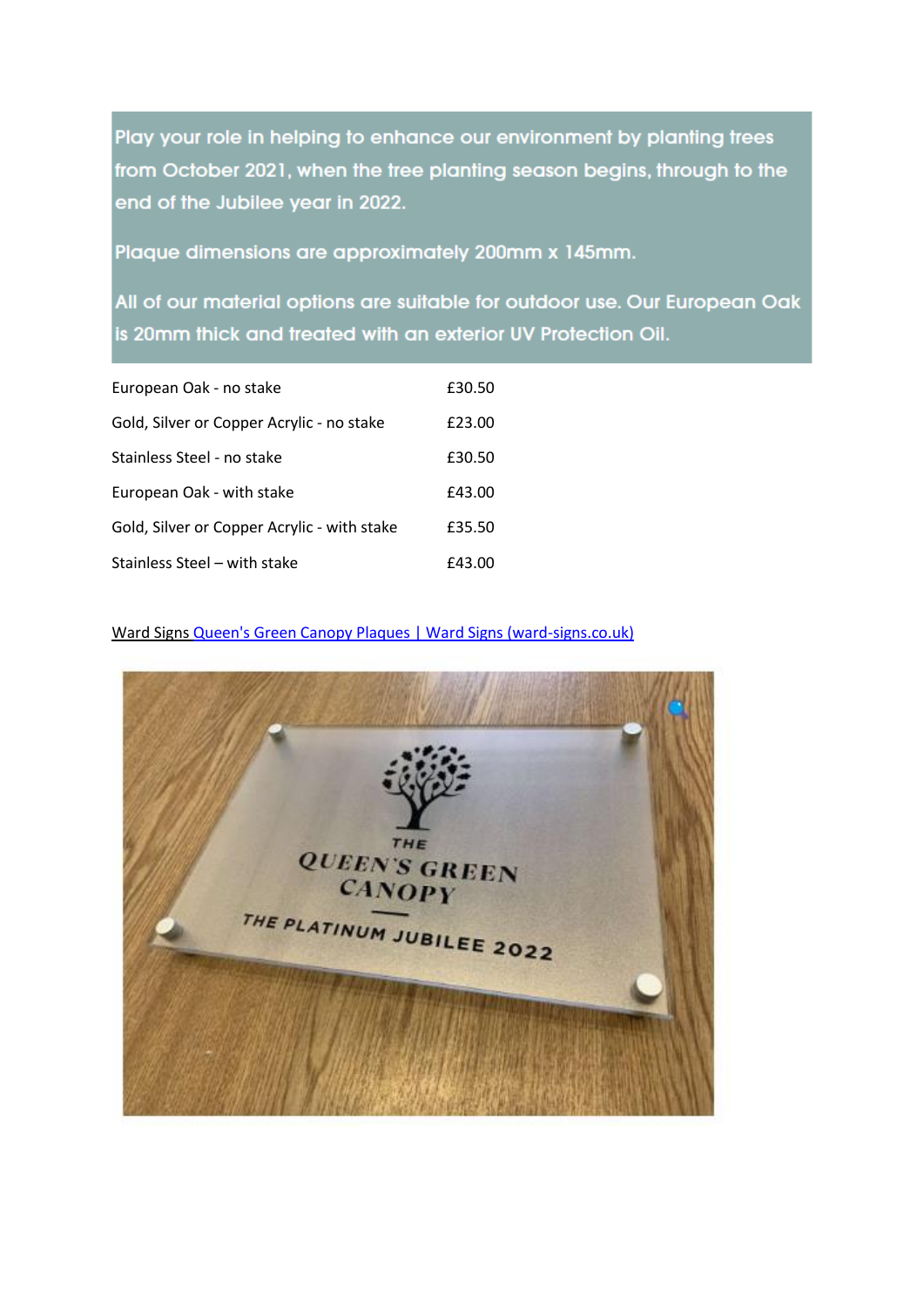Play your role in helping to enhance our environment by planting trees from October 2021, when the tree planting season begins, through to the end of the Jubilee year in 2022.

Plaque dimensions are approximately 200mm x 145mm.

All of our material options are suitable for outdoor use. Our European Oak is 20mm thick and treated with an exterior UV Protection Oil.

| | |
|---|---|
| European Oak - no stake | £30.50 |
| Gold, Silver or Copper Acrylic - no stake | £23.00 |
| Stainless Steel - no stake | £30.50 |
| European Oak - with stake | £43.00 |
| Gold, Silver or Copper Acrylic - with stake | £35.50 |
| Stainless Steel – with stake | £43.00 |

Ward Signs [Queen's Green Canopy Plaques | Ward Signs (ward-signs.co.uk)]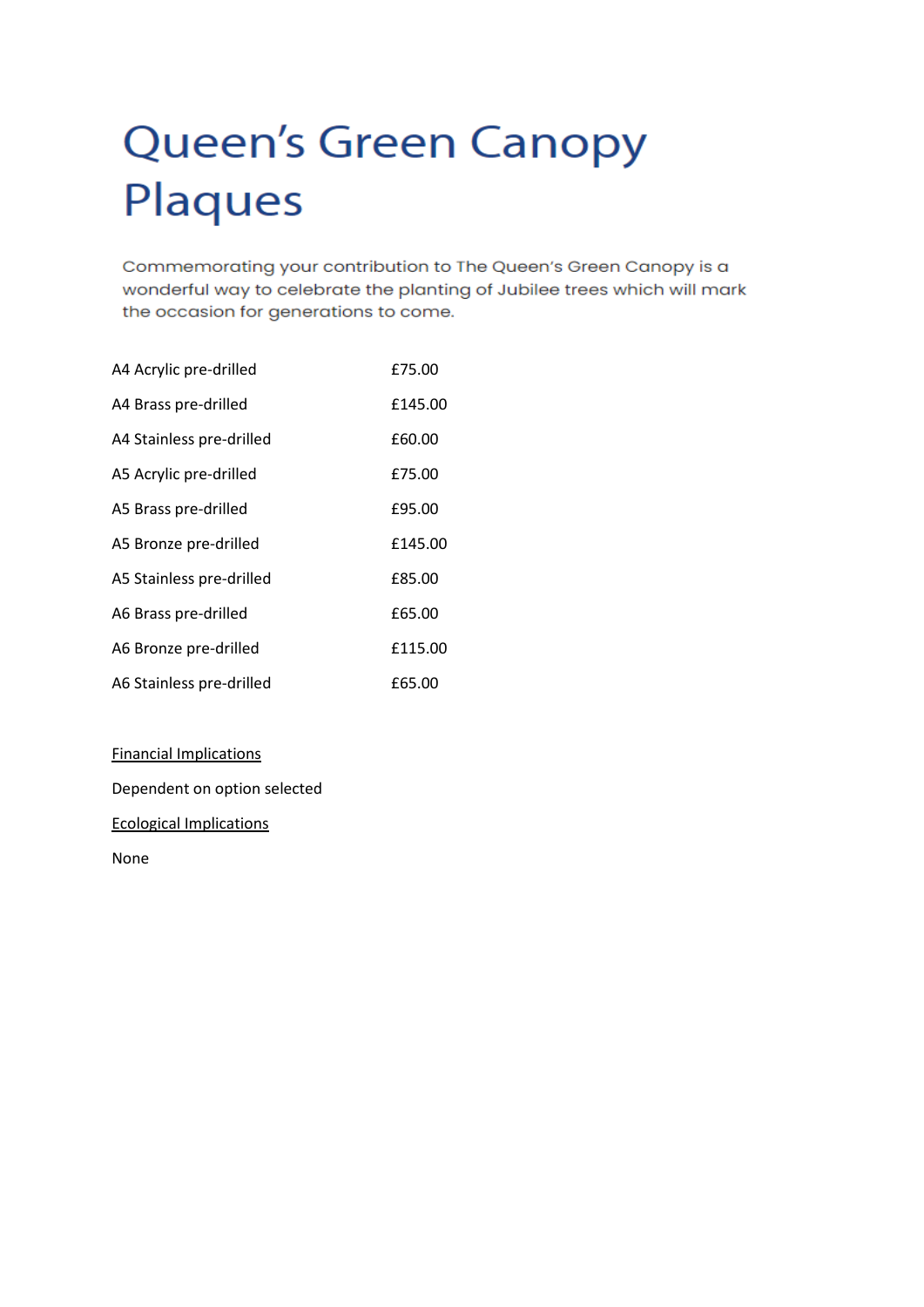# Queen's Green Canopy Plaques

Commemorating your contribution to The Queen's Green Canopy is a wonderful way to celebrate the planting of Jubilee trees which will mark the occasion for generations to come.

| | |
|---|---|
| A4 Acrylic pre-drilled | £75.00 |
| A4 Brass pre-drilled | £145.00 |
| A4 Stainless pre-drilled | £60.00 |
| A5 Acrylic pre-drilled | £75.00 |
| A5 Brass pre-drilled | £95.00 |
| A5 Bronze pre-drilled | £145.00 |
| A5 Stainless pre-drilled | £85.00 |
| A6 Brass pre-drilled | £65.00 |
| A6 Bronze pre-drilled | £115.00 |
| A6 Stainless pre-drilled | £65.00 |

Financial Implications

Dependent on option selected

Ecological Implications

None